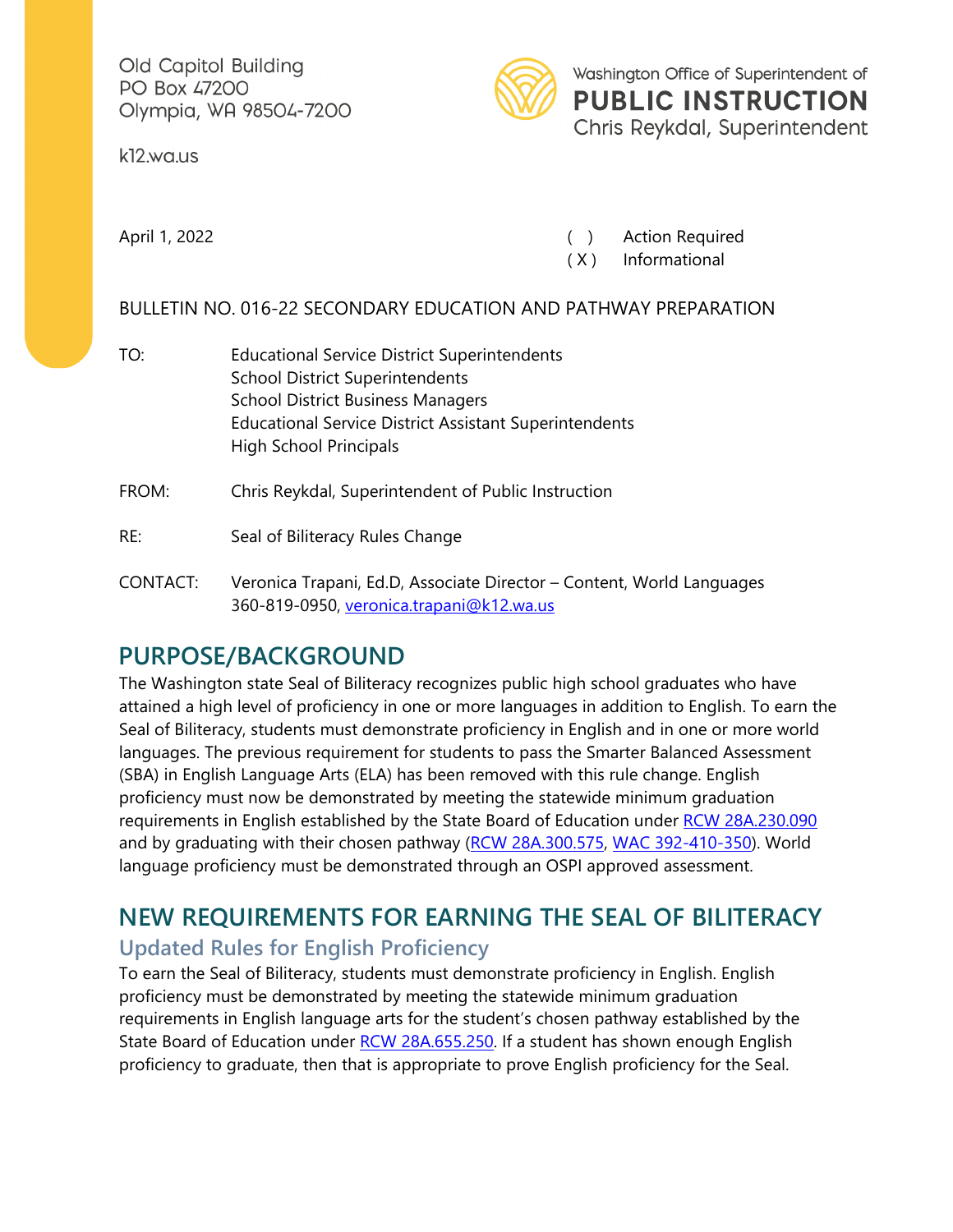Old Capitol Building
PO Box 47200
Olympia, WA 98504-7200

k12.wa.us

Washington Office of Superintendent of
**PUBLIC INSTRUCTION**
Chris Reykdal, Superintendent

April 1, 2022

( ) Action Required
( X ) Informational

BULLETIN NO. 016-22 SECONDARY EDUCATION AND PATHWAY PREPARATION

TO: Educational Service District Superintendents
School District Superintendents
School District Business Managers
Educational Service District Assistant Superintendents
High School Principals

FROM: Chris Reykdal, Superintendent of Public Instruction

RE: Seal of Biliteracy Rules Change

CONTACT: Veronica Trapani, Ed.D, Associate Director – Content, World Languages
360-819-0950, veronica.trapani@k12.wa.us

## PURPOSE/BACKGROUND

The Washington state Seal of Biliteracy recognizes public high school graduates who have attained a high level of proficiency in one or more languages in addition to English. To earn the Seal of Biliteracy, students must demonstrate proficiency in English and in one or more world languages. The previous requirement for students to pass the Smarter Balanced Assessment (SBA) in English Language Arts (ELA) has been removed with this rule change. English proficiency must now be demonstrated by meeting the statewide minimum graduation requirements in English established by the State Board of Education under RCW 28A.230.090 and by graduating with their chosen pathway (RCW 28A.300.575, WAC 392-410-350). World language proficiency must be demonstrated through an OSPI approved assessment.

## NEW REQUIREMENTS FOR EARNING THE SEAL OF BILITERACY

### Updated Rules for English Proficiency

To earn the Seal of Biliteracy, students must demonstrate proficiency in English. English proficiency must be demonstrated by meeting the statewide minimum graduation requirements in English language arts for the student's chosen pathway established by the State Board of Education under RCW 28A.655.250. If a student has shown enough English proficiency to graduate, then that is appropriate to prove English proficiency for the Seal.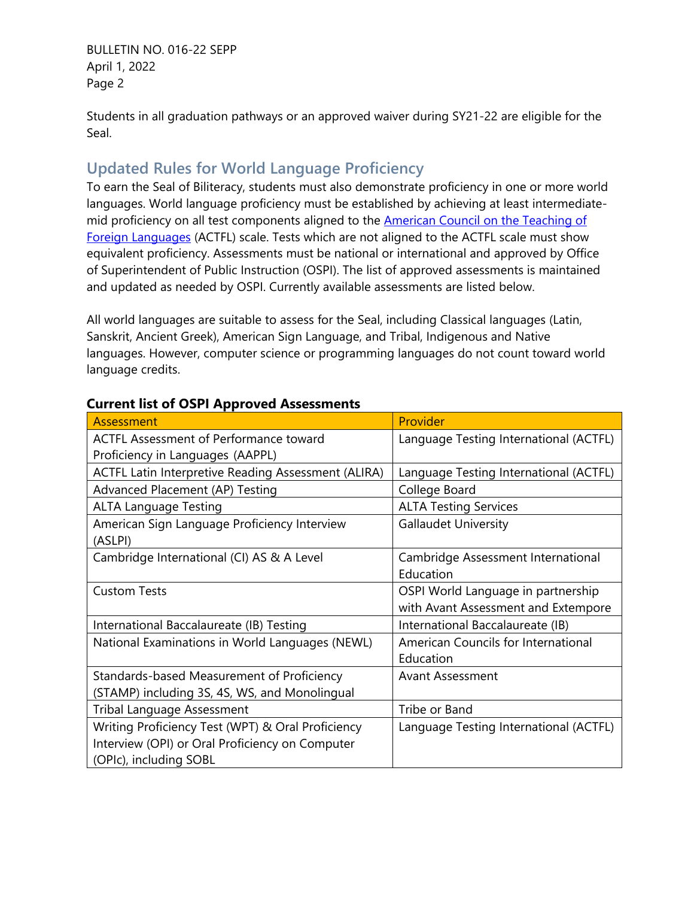Students in all graduation pathways or an approved waiver during SY21-22 are eligible for the Seal.

## Updated Rules for World Language Proficiency

To earn the Seal of Biliteracy, students must also demonstrate proficiency in one or more world languages. World language proficiency must be established by achieving at least intermediate-mid proficiency on all test components aligned to the [American Council on the Teaching of Foreign Languages](#) (ACTFL) scale. Tests which are not aligned to the ACTFL scale must show equivalent proficiency. Assessments must be national or international and approved by Office of Superintendent of Public Instruction (OSPI). The list of approved assessments is maintained and updated as needed by OSPI. Currently available assessments are listed below.

All world languages are suitable to assess for the Seal, including Classical languages (Latin, Sanskrit, Ancient Greek), American Sign Language, and Tribal, Indigenous and Native languages. However, computer science or programming languages do not count toward world language credits.

**Current list of OSPI Approved Assessments**

| Assessment | Provider |
| --- | --- |
| ACTFL Assessment of Performance toward Proficiency in Languages (AAPPL) | Language Testing International (ACTFL) |
| ACTFL Latin Interpretive Reading Assessment (ALIRA) | Language Testing International (ACTFL) |
| Advanced Placement (AP) Testing | College Board |
| ALTA Language Testing | ALTA Testing Services |
| American Sign Language Proficiency Interview (ASLPI) | Gallaudet University |
| Cambridge International (CI) AS & A Level | Cambridge Assessment International Education |
| Custom Tests | OSPI World Language in partnership with Avant Assessment and Extempore |
| International Baccalaureate (IB) Testing | International Baccalaureate (IB) |
| National Examinations in World Languages (NEWL) | American Councils for International Education |
| Standards-based Measurement of Proficiency (STAMP) including 3S, 4S, WS, and Monolingual | Avant Assessment |
| Tribal Language Assessment | Tribe or Band |
| Writing Proficiency Test (WPT) & Oral Proficiency Interview (OPI) or Oral Proficiency on Computer (OPIc), including SOBL | Language Testing International (ACTFL) |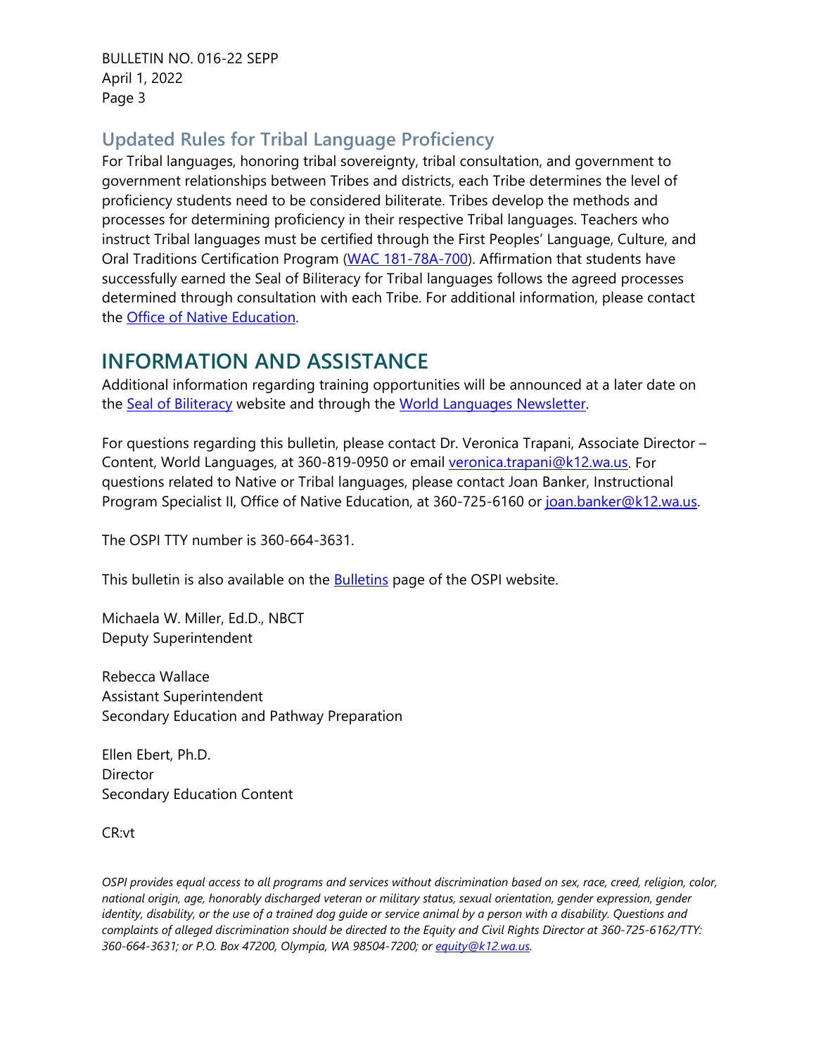## Updated Rules for Tribal Language Proficiency

For Tribal languages, honoring tribal sovereignty, tribal consultation, and government to government relationships between Tribes and districts, each Tribe determines the level of proficiency students need to be considered biliterate. Tribes develop the methods and processes for determining proficiency in their respective Tribal languages. Teachers who instruct Tribal languages must be certified through the First Peoples' Language, Culture, and Oral Traditions Certification Program (WAC 181-78A-700). Affirmation that students have successfully earned the Seal of Biliteracy for Tribal languages follows the agreed processes determined through consultation with each Tribe. For additional information, please contact the Office of Native Education.

# INFORMATION AND ASSISTANCE

Additional information regarding training opportunities will be announced at a later date on the Seal of Biliteracy website and through the World Languages Newsletter.

For questions regarding this bulletin, please contact Dr. Veronica Trapani, Associate Director – Content, World Languages, at 360-819-0950 or email veronica.trapani@k12.wa.us. For questions related to Native or Tribal languages, please contact Joan Banker, Instructional Program Specialist II, Office of Native Education, at 360-725-6160 or joan.banker@k12.wa.us.

The OSPI TTY number is 360-664-3631.

This bulletin is also available on the Bulletins page of the OSPI website.

Michaela W. Miller, Ed.D., NBCT
Deputy Superintendent

Rebecca Wallace
Assistant Superintendent
Secondary Education and Pathway Preparation

Ellen Ebert, Ph.D.
Director
Secondary Education Content

CR:vt

*OSPI provides equal access to all programs and services without discrimination based on sex, race, creed, religion, color, national origin, age, honorably discharged veteran or military status, sexual orientation, gender expression, gender identity, disability, or the use of a trained dog guide or service animal by a person with a disability. Questions and complaints of alleged discrimination should be directed to the Equity and Civil Rights Director at 360-725-6162/TTY: 360-664-3631; or P.O. Box 47200, Olympia, WA 98504-7200; or equity@k12.wa.us.*